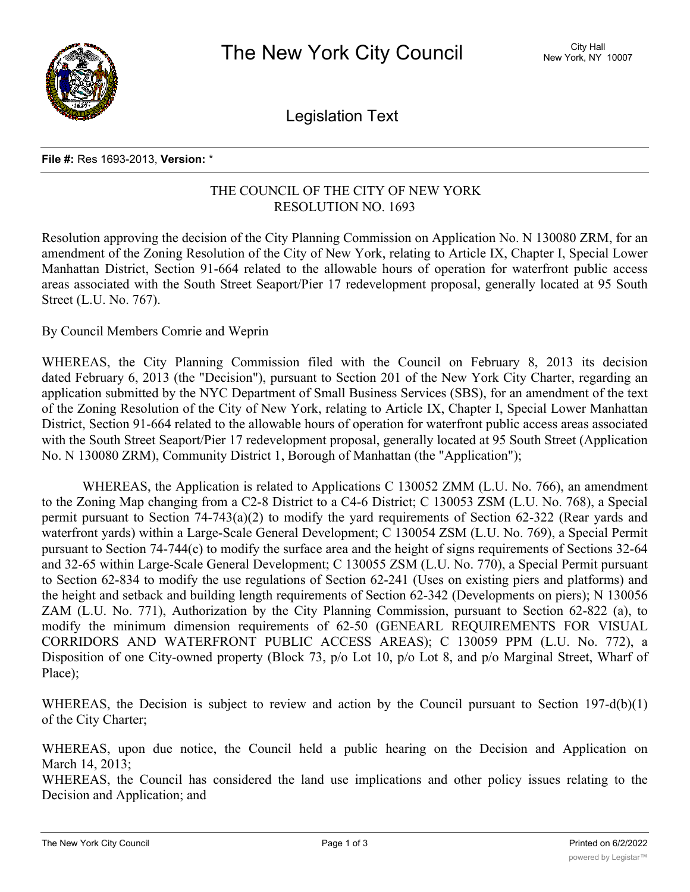# The New York City Council

City Hall
New York, NY 10007

## Legislation Text

**File #:** Res 1693-2013, **Version:** *

THE COUNCIL OF THE CITY OF NEW YORK
RESOLUTION NO. 1693

Resolution approving the decision of the City Planning Commission on Application No. N 130080 ZRM, for an amendment of the Zoning Resolution of the City of New York, relating to Article IX, Chapter I, Special Lower Manhattan District, Section 91-664 related to the allowable hours of operation for waterfront public access areas associated with the South Street Seaport/Pier 17 redevelopment proposal, generally located at 95 South Street (L.U. No. 767).

By Council Members Comrie and Weprin

WHEREAS, the City Planning Commission filed with the Council on February 8, 2013 its decision dated February 6, 2013 (the "Decision"), pursuant to Section 201 of the New York City Charter, regarding an application submitted by the NYC Department of Small Business Services (SBS), for an amendment of the text of the Zoning Resolution of the City of New York, relating to Article IX, Chapter I, Special Lower Manhattan District, Section 91-664 related to the allowable hours of operation for waterfront public access areas associated with the South Street Seaport/Pier 17 redevelopment proposal, generally located at 95 South Street (Application No. N 130080 ZRM), Community District 1, Borough of Manhattan (the "Application");

WHEREAS, the Application is related to Applications C 130052 ZMM (L.U. No. 766), an amendment to the Zoning Map changing from a C2-8 District to a C4-6 District; C 130053 ZSM (L.U. No. 768), a Special permit pursuant to Section 74-743(a)(2) to modify the yard requirements of Section 62-322 (Rear yards and waterfront yards) within a Large-Scale General Development; C 130054 ZSM (L.U. No. 769), a Special Permit pursuant to Section 74-744(c) to modify the surface area and the height of signs requirements of Sections 32-64 and 32-65 within Large-Scale General Development; C 130055 ZSM (L.U. No. 770), a Special Permit pursuant to Section 62-834 to modify the use regulations of Section 62-241 (Uses on existing piers and platforms) and the height and setback and building length requirements of Section 62-342 (Developments on piers); N 130056 ZAM (L.U. No. 771), Authorization by the City Planning Commission, pursuant to Section 62-822 (a), to modify the minimum dimension requirements of 62-50 (GENEARL REQUIREMENTS FOR VISUAL CORRIDORS AND WATERFRONT PUBLIC ACCESS AREAS); C 130059 PPM (L.U. No. 772), a Disposition of one City-owned property (Block 73, p/o Lot 10, p/o Lot 8, and p/o Marginal Street, Wharf of Place);

WHEREAS, the Decision is subject to review and action by the Council pursuant to Section 197-d(b)(1) of the City Charter;

WHEREAS, upon due notice, the Council held a public hearing on the Decision and Application on March 14, 2013;

WHEREAS, the Council has considered the land use implications and other policy issues relating to the Decision and Application; and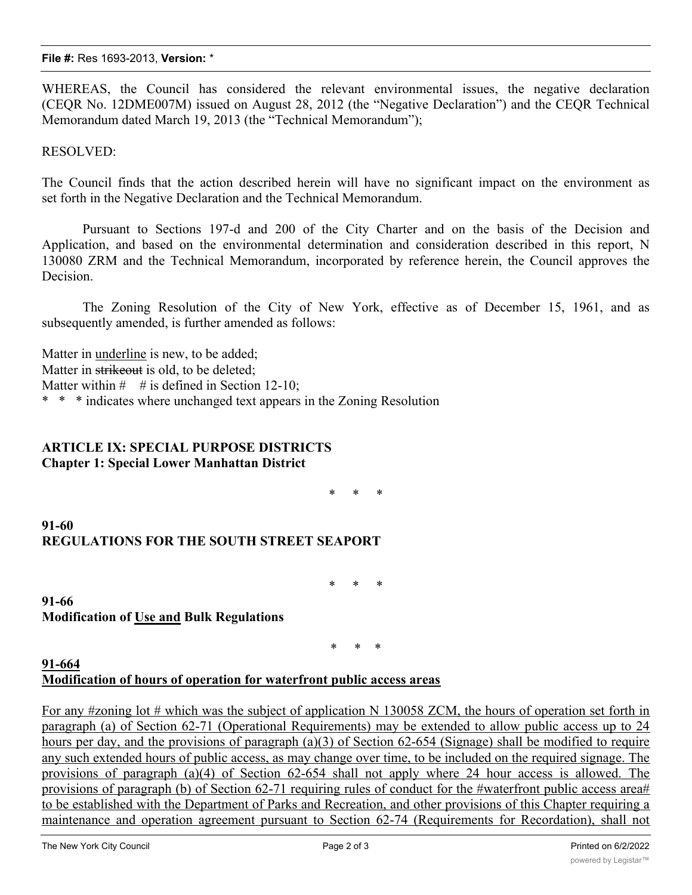WHEREAS, the Council has considered the relevant environmental issues, the negative declaration (CEQR No. 12DME007M) issued on August 28, 2012 (the "Negative Declaration") and the CEQR Technical Memorandum dated March 19, 2013 (the "Technical Memorandum");

RESOLVED:

The Council finds that the action described herein will have no significant impact on the environment as set forth in the Negative Declaration and the Technical Memorandum.

Pursuant to Sections 197-d and 200 of the City Charter and on the basis of the Decision and Application, and based on the environmental determination and consideration described in this report, N 130080 ZRM and the Technical Memorandum, incorporated by reference herein, the Council approves the Decision.

The Zoning Resolution of the City of New York, effective as of December 15, 1961, and as subsequently amended, is further amended as follows:

Matter in <u>underline</u> is new, to be added;
Matter in ~~strikeout~~ is old, to be deleted;
Matter within # # is defined in Section 12-10;
\* \* \* indicates where unchanged text appears in the Zoning Resolution

**ARTICLE IX: SPECIAL PURPOSE DISTRICTS**
**Chapter 1: Special Lower Manhattan District**

\* \* \*

**91-60**
**REGULATIONS FOR THE SOUTH STREET SEAPORT**

\* \* \*

**91-66**
**Modification of <u>Use and</u> Bulk Regulations**

\* \* \*

**<u>91-664</u>**
**<u>Modification of hours of operation for waterfront public access areas</u>**

<u>For any #zoning lot # which was the subject of application N 130058 ZCM, the hours of operation set forth in paragraph (a) of Section 62-71 (Operational Requirements) may be extended to allow public access up to 24 hours per day, and the provisions of paragraph (a)(3) of Section 62-654 (Signage) shall be modified to require any such extended hours of public access, as may change over time, to be included on the required signage. The provisions of paragraph (a)(4) of Section 62-654 shall not apply where 24 hour access is allowed. The provisions of paragraph (b) of Section 62-71 requiring rules of conduct for the #waterfront public access area# to be established with the Department of Parks and Recreation, and other provisions of this Chapter requiring a maintenance and operation agreement pursuant to Section 62-74 (Requirements for Recordation), shall not</u>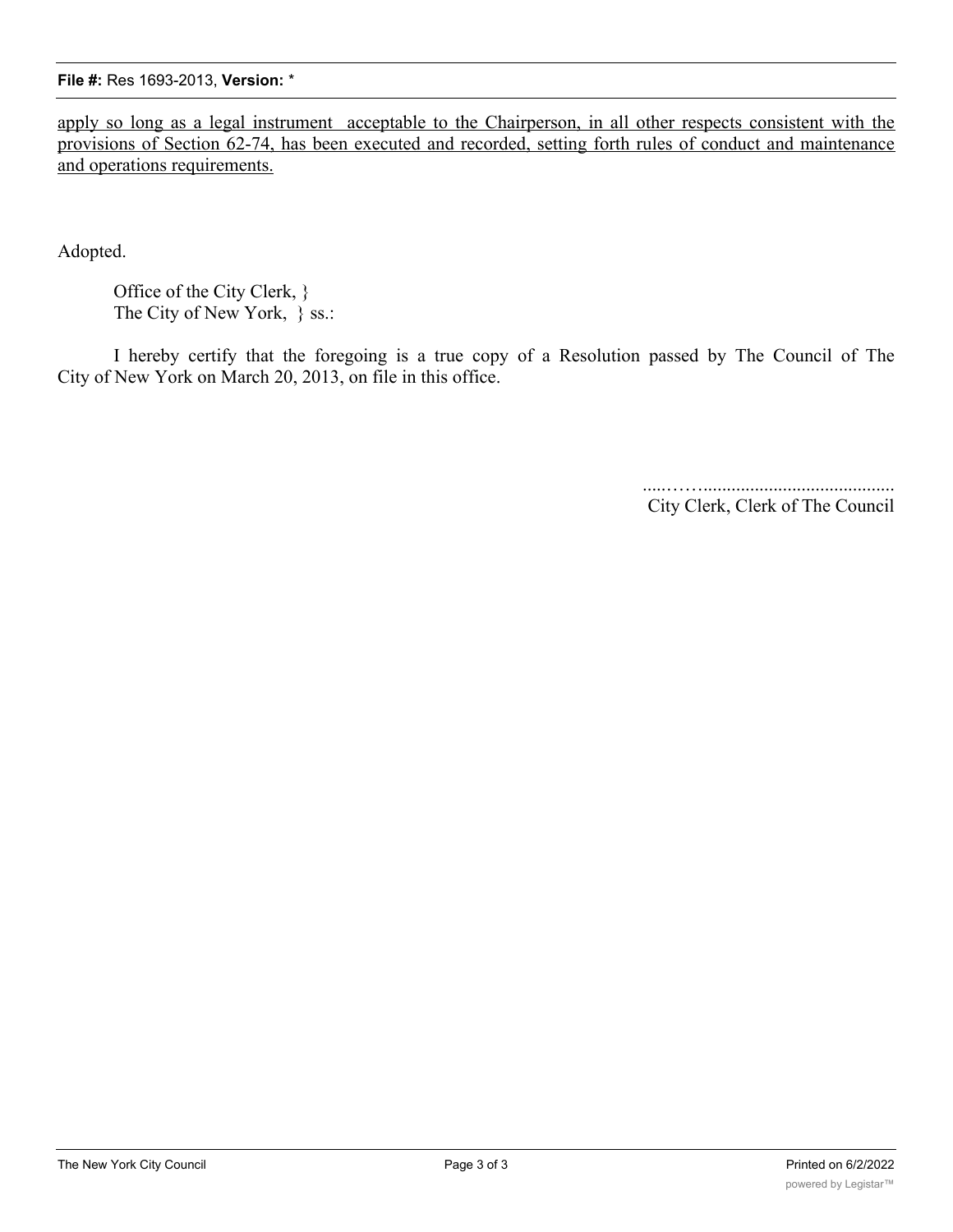<u>apply so long as a legal instrument acceptable to the Chairperson, in all other respects consistent with the provisions of Section 62-74, has been executed and recorded, setting forth rules of conduct and maintenance and operations requirements.</u>

Adopted.

Office of the City Clerk, }
The City of New York, } ss.:

I hereby certify that the foregoing is a true copy of a Resolution passed by The Council of The City of New York on March 20, 2013, on file in this office.

.....……..........................................
City Clerk, Clerk of The Council